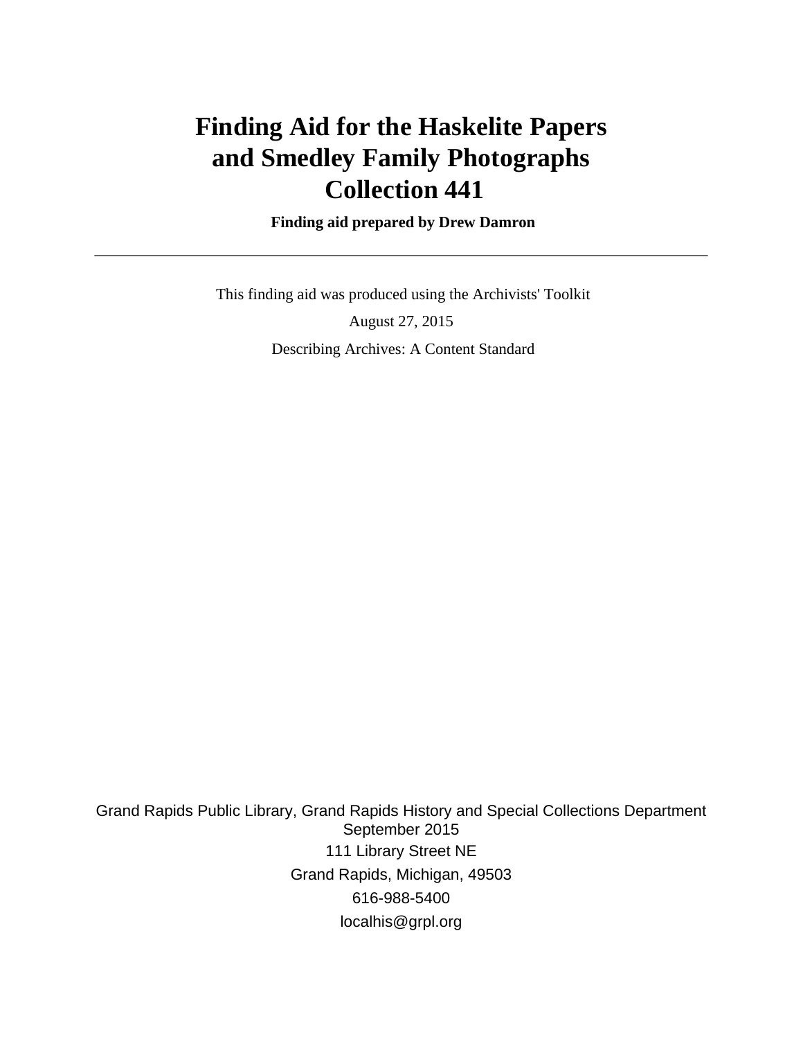# Finding Aid for the Haskelite Papers and Smedley Family Photographs Collection 441

**Finding aid prepared by Drew Damron**

---

This finding aid was produced using the Archivists' Toolkit

August 27, 2015

Describing Archives: A Content Standard

Grand Rapids Public Library, Grand Rapids History and Special Collections Department
September 2015
111 Library Street NE
Grand Rapids, Michigan, 49503
616-988-5400
localhis@grpl.org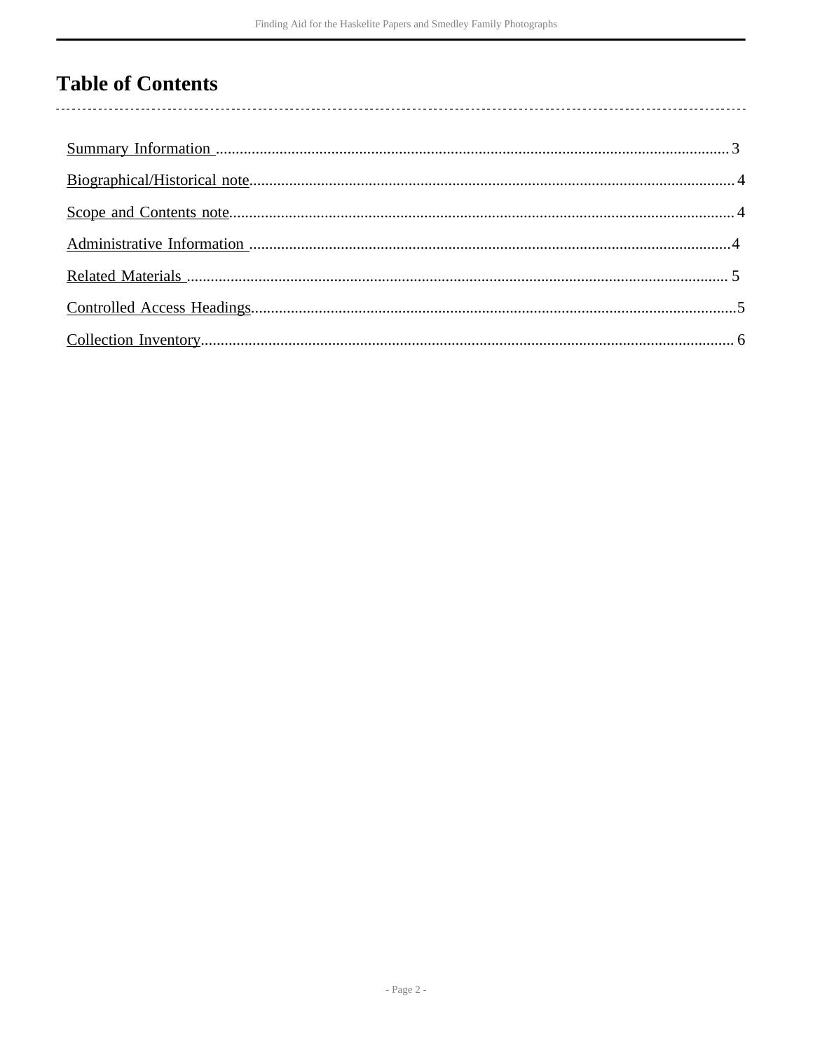# Table of Contents

- Summary Information .......... 3
- Biographical/Historical note .......... 4
- Scope and Contents note .......... 4
- Administrative Information .......... 4
- Related Materials .......... 5
- Controlled Access Headings .......... 5
- Collection Inventory .......... 6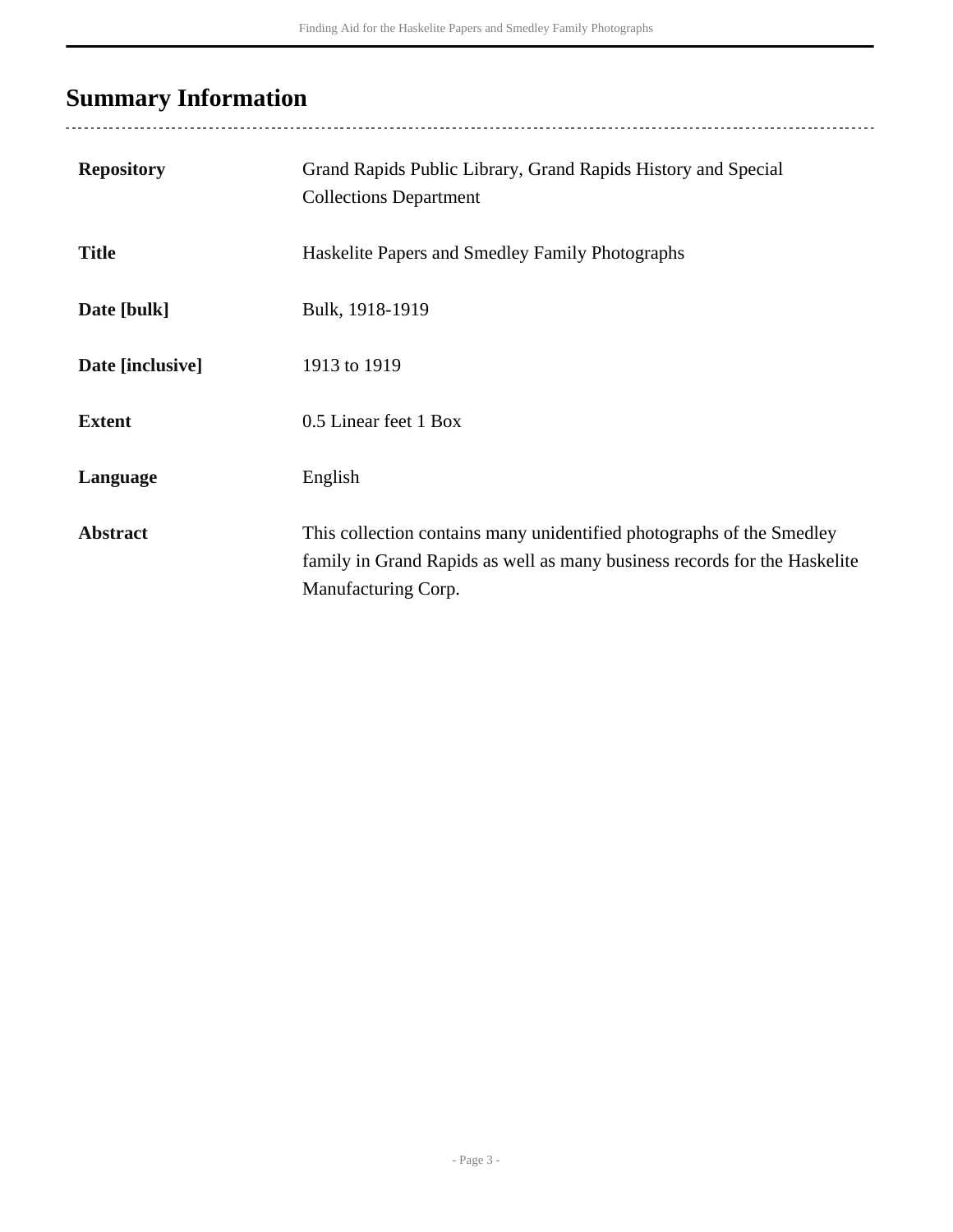## Summary Information

| | |
|---|---|
| **Repository** | Grand Rapids Public Library, Grand Rapids History and Special Collections Department |
| **Title** | Haskelite Papers and Smedley Family Photographs |
| **Date [bulk]** | Bulk, 1918-1919 |
| **Date [inclusive]** | 1913 to 1919 |
| **Extent** | 0.5 Linear feet 1 Box |
| **Language** | English |
| **Abstract** | This collection contains many unidentified photographs of the Smedley family in Grand Rapids as well as many business records for the Haskelite Manufacturing Corp. |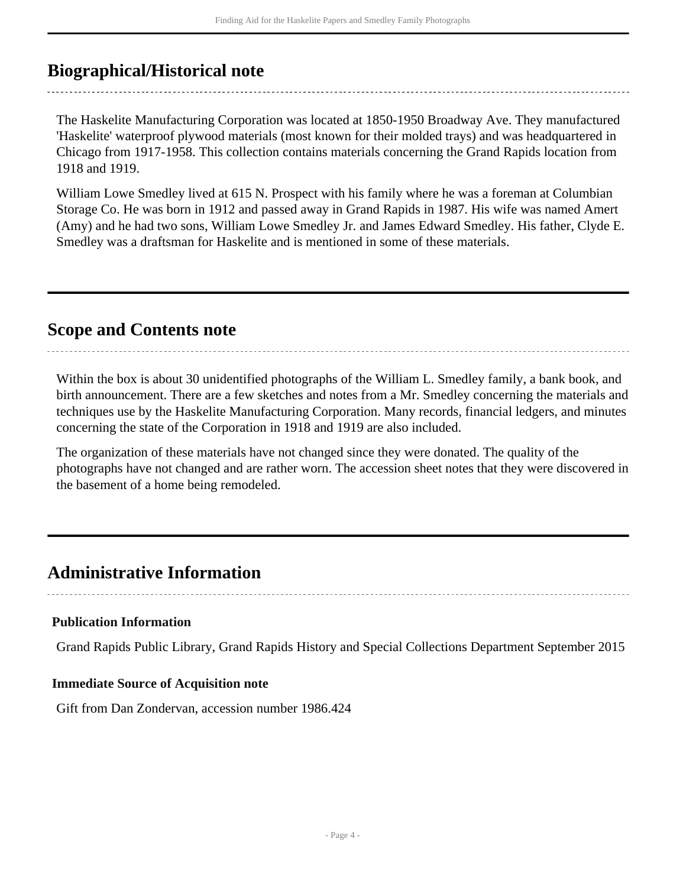## Biographical/Historical note

The Haskelite Manufacturing Corporation was located at 1850-1950 Broadway Ave. They manufactured 'Haskelite' waterproof plywood materials (most known for their molded trays) and was headquartered in Chicago from 1917-1958. This collection contains materials concerning the Grand Rapids location from 1918 and 1919.

William Lowe Smedley lived at 615 N. Prospect with his family where he was a foreman at Columbian Storage Co. He was born in 1912 and passed away in Grand Rapids in 1987. His wife was named Amert (Amy) and he had two sons, William Lowe Smedley Jr. and James Edward Smedley. His father, Clyde E. Smedley was a draftsman for Haskelite and is mentioned in some of these materials.

## Scope and Contents note

Within the box is about 30 unidentified photographs of the William L. Smedley family, a bank book, and birth announcement. There are a few sketches and notes from a Mr. Smedley concerning the materials and techniques use by the Haskelite Manufacturing Corporation. Many records, financial ledgers, and minutes concerning the state of the Corporation in 1918 and 1919 are also included.

The organization of these materials have not changed since they were donated. The quality of the photographs have not changed and are rather worn. The accession sheet notes that they were discovered in the basement of a home being remodeled.

## Administrative Information

### Publication Information

Grand Rapids Public Library, Grand Rapids History and Special Collections Department September 2015

### Immediate Source of Acquisition note

Gift from Dan Zondervan, accession number 1986.424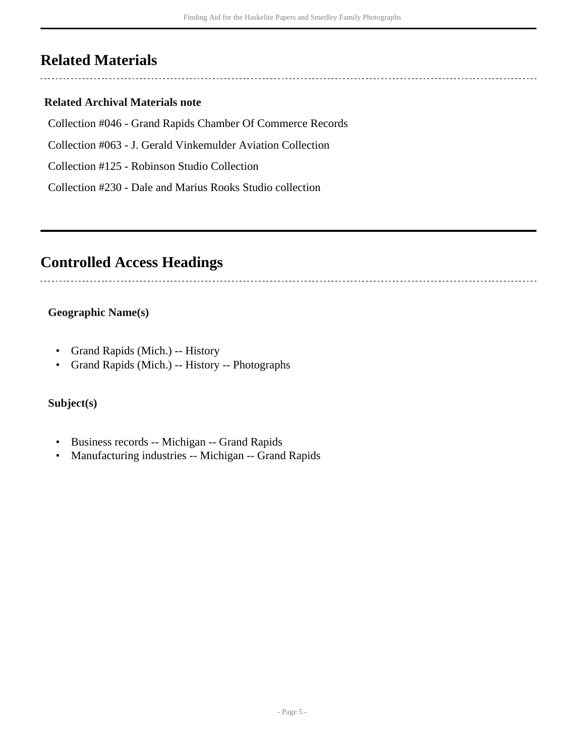## Related Materials

**Related Archival Materials note**

Collection #046 - Grand Rapids Chamber Of Commerce Records

Collection #063 - J. Gerald Vinkemulder Aviation Collection

Collection #125 - Robinson Studio Collection

Collection #230 - Dale and Marius Rooks Studio collection

## Controlled Access Headings

**Geographic Name(s)**

- Grand Rapids (Mich.) -- History
- Grand Rapids (Mich.) -- History -- Photographs

**Subject(s)**

- Business records -- Michigan -- Grand Rapids
- Manufacturing industries -- Michigan -- Grand Rapids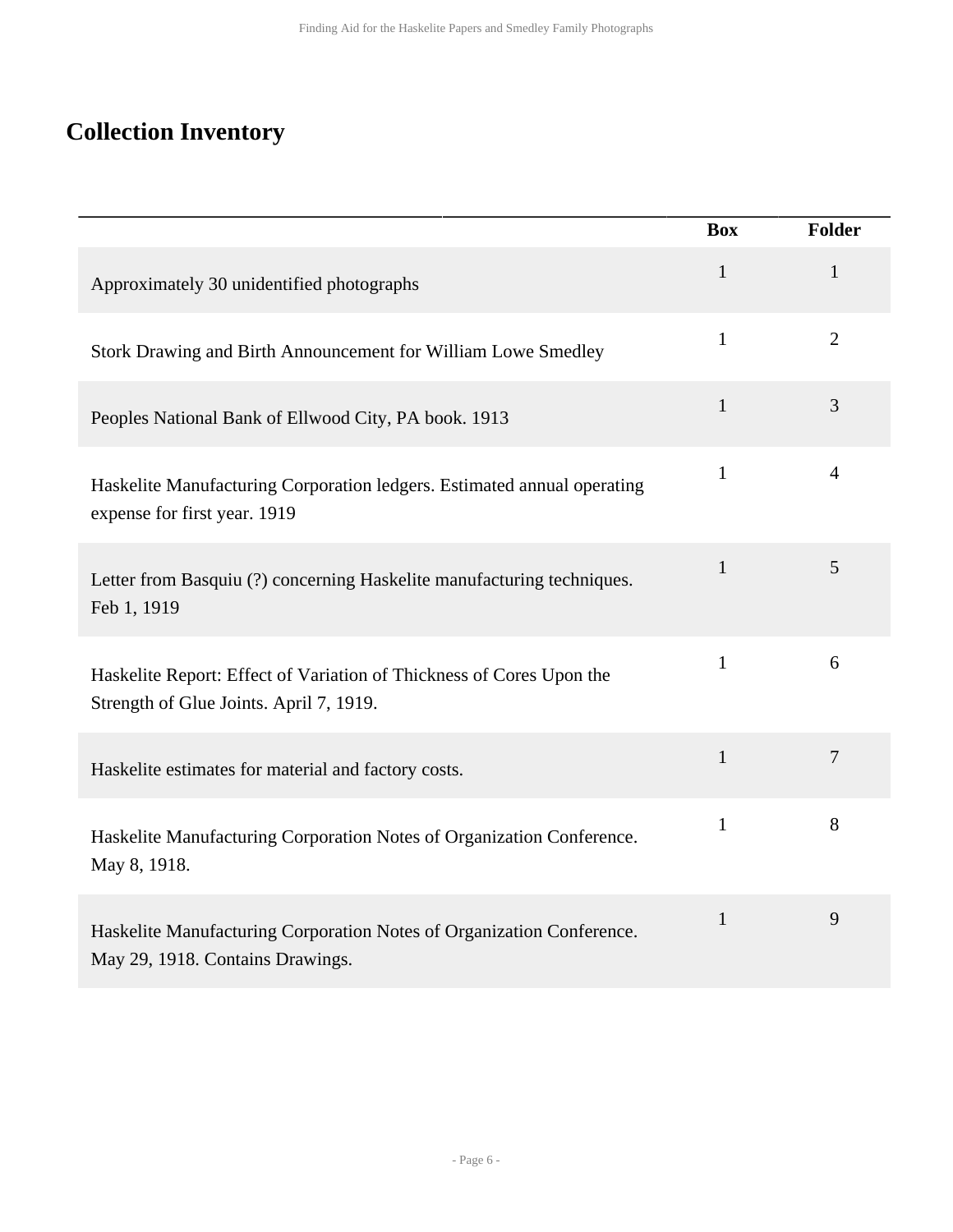## Collection Inventory

| | Box | Folder |
|---|---|---|
| Approximately 30 unidentified photographs | 1 | 1 |
| Stork Drawing and Birth Announcement for William Lowe Smedley | 1 | 2 |
| Peoples National Bank of Ellwood City, PA book. 1913 | 1 | 3 |
| Haskelite Manufacturing Corporation ledgers. Estimated annual operating expense for first year. 1919 | 1 | 4 |
| Letter from Basquiu (?) concerning Haskelite manufacturing techniques. Feb 1, 1919 | 1 | 5 |
| Haskelite Report: Effect of Variation of Thickness of Cores Upon the Strength of Glue Joints. April 7, 1919. | 1 | 6 |
| Haskelite estimates for material and factory costs. | 1 | 7 |
| Haskelite Manufacturing Corporation Notes of Organization Conference. May 8, 1918. | 1 | 8 |
| Haskelite Manufacturing Corporation Notes of Organization Conference. May 29, 1918. Contains Drawings. | 1 | 9 |